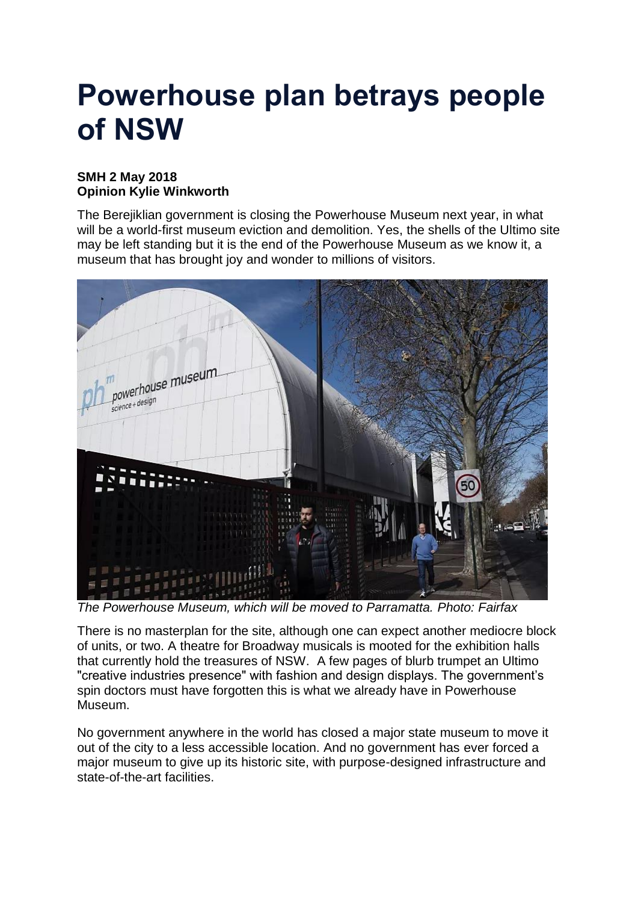# Powerhouse plan betrays people of NSW

**SMH 2 May 2018**
**Opinion Kylie Winkworth**

The Berejiklian government is closing the Powerhouse Museum next year, in what will be a world-first museum eviction and demolition. Yes, the shells of the Ultimo site may be left standing but it is the end of the Powerhouse Museum as we know it, a museum that has brought joy and wonder to millions of visitors.

*The Powerhouse Museum, which will be moved to Parramatta. Photo: Fairfax*

There is no masterplan for the site, although one can expect another mediocre block of units, or two. A theatre for Broadway musicals is mooted for the exhibition halls that currently hold the treasures of NSW. A few pages of blurb trumpet an Ultimo "creative industries presence" with fashion and design displays. The government's spin doctors must have forgotten this is what we already have in Powerhouse Museum.

No government anywhere in the world has closed a major state museum to move it out of the city to a less accessible location. And no government has ever forced a major museum to give up its historic site, with purpose-designed infrastructure and state-of-the-art facilities.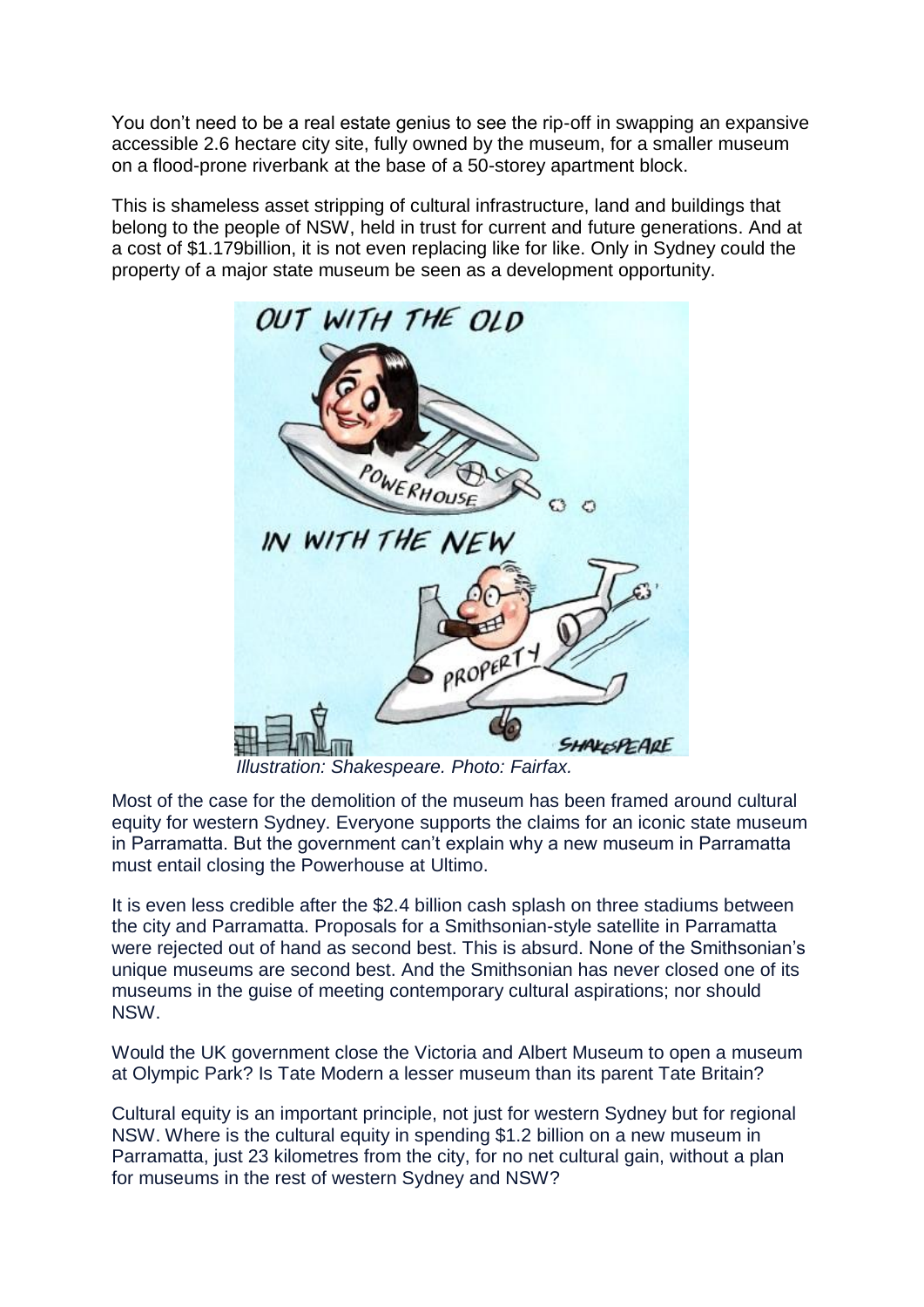You don't need to be a real estate genius to see the rip-off in swapping an expansive accessible 2.6 hectare city site, fully owned by the museum, for a smaller museum on a flood-prone riverbank at the base of a 50-storey apartment block.

This is shameless asset stripping of cultural infrastructure, land and buildings that belong to the people of NSW, held in trust for current and future generations. And at a cost of $1.179billion, it is not even replacing like for like. Only in Sydney could the property of a major state museum be seen as a development opportunity.

*Illustration: Shakespeare. Photo: Fairfax.*

Most of the case for the demolition of the museum has been framed around cultural equity for western Sydney. Everyone supports the claims for an iconic state museum in Parramatta. But the government can't explain why a new museum in Parramatta must entail closing the Powerhouse at Ultimo.

It is even less credible after the $2.4 billion cash splash on three stadiums between the city and Parramatta. Proposals for a Smithsonian-style satellite in Parramatta were rejected out of hand as second best. This is absurd. None of the Smithsonian's unique museums are second best. And the Smithsonian has never closed one of its museums in the guise of meeting contemporary cultural aspirations; nor should NSW.

Would the UK government close the Victoria and Albert Museum to open a museum at Olympic Park? Is Tate Modern a lesser museum than its parent Tate Britain?

Cultural equity is an important principle, not just for western Sydney but for regional NSW. Where is the cultural equity in spending $1.2 billion on a new museum in Parramatta, just 23 kilometres from the city, for no net cultural gain, without a plan for museums in the rest of western Sydney and NSW?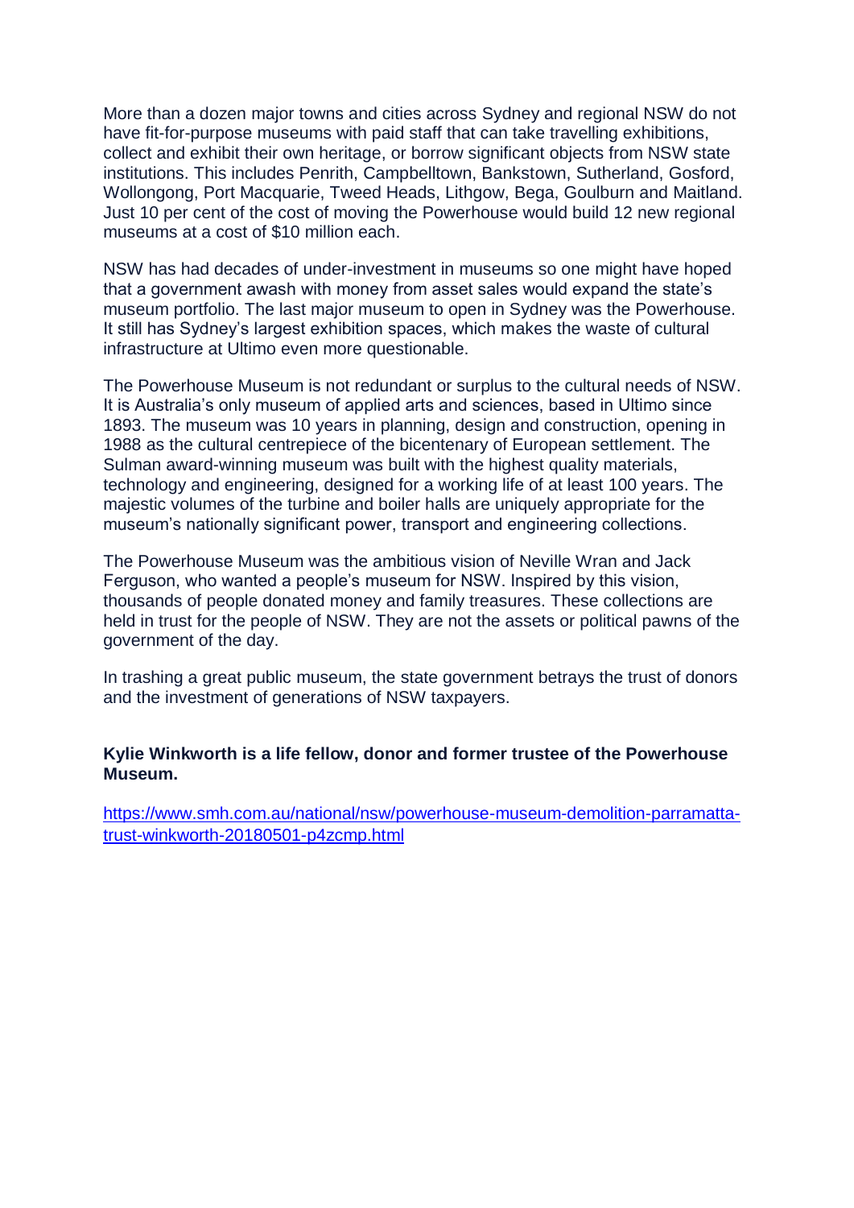More than a dozen major towns and cities across Sydney and regional NSW do not have fit-for-purpose museums with paid staff that can take travelling exhibitions, collect and exhibit their own heritage, or borrow significant objects from NSW state institutions. This includes Penrith, Campbelltown, Bankstown, Sutherland, Gosford, Wollongong, Port Macquarie, Tweed Heads, Lithgow, Bega, Goulburn and Maitland. Just 10 per cent of the cost of moving the Powerhouse would build 12 new regional museums at a cost of $10 million each.

NSW has had decades of under-investment in museums so one might have hoped that a government awash with money from asset sales would expand the state's museum portfolio. The last major museum to open in Sydney was the Powerhouse. It still has Sydney's largest exhibition spaces, which makes the waste of cultural infrastructure at Ultimo even more questionable.

The Powerhouse Museum is not redundant or surplus to the cultural needs of NSW. It is Australia's only museum of applied arts and sciences, based in Ultimo since 1893. The museum was 10 years in planning, design and construction, opening in 1988 as the cultural centrepiece of the bicentenary of European settlement. The Sulman award-winning museum was built with the highest quality materials, technology and engineering, designed for a working life of at least 100 years. The majestic volumes of the turbine and boiler halls are uniquely appropriate for the museum's nationally significant power, transport and engineering collections.

The Powerhouse Museum was the ambitious vision of Neville Wran and Jack Ferguson, who wanted a people's museum for NSW. Inspired by this vision, thousands of people donated money and family treasures. These collections are held in trust for the people of NSW. They are not the assets or political pawns of the government of the day.

In trashing a great public museum, the state government betrays the trust of donors and the investment of generations of NSW taxpayers.

**Kylie Winkworth is a life fellow, donor and former trustee of the Powerhouse Museum.**

https://www.smh.com.au/national/nsw/powerhouse-museum-demolition-parramatta-trust-winkworth-20180501-p4zcmp.html